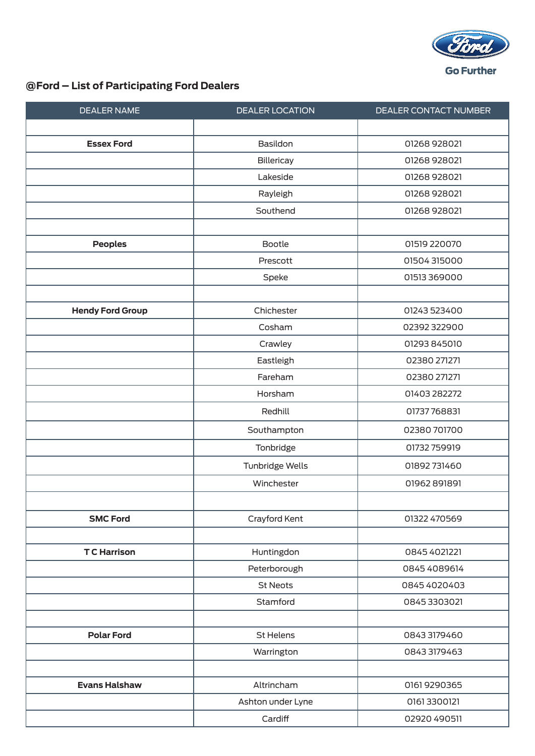Go Further

## @Ford – List of Participating Ford Dealers

| DEALER NAME | DEALER LOCATION | DEALER CONTACT NUMBER |
|---|---|---|
| | | |
| **Essex Ford** | Basildon | 01268 928021 |
| | Billericay | 01268 928021 |
| | Lakeside | 01268 928021 |
| | Rayleigh | 01268 928021 |
| | Southend | 01268 928021 |
| | | |
| **Peoples** | Bootle | 01519 220070 |
| | Prescott | 01504 315000 |
| | Speke | 01513 369000 |
| | | |
| **Hendy Ford Group** | Chichester | 01243 523400 |
| | Cosham | 02392 322900 |
| | Crawley | 01293 845010 |
| | Eastleigh | 02380 271271 |
| | Fareham | 02380 271271 |
| | Horsham | 01403 282272 |
| | Redhill | 01737 768831 |
| | Southampton | 02380 701700 |
| | Tonbridge | 01732 759919 |
| | Tunbridge Wells | 01892 731460 |
| | Winchester | 01962 891891 |
| | | |
| **SMC Ford** | Crayford Kent | 01322 470569 |
| | | |
| **T C Harrison** | Huntingdon | 0845 4021221 |
| | Peterborough | 0845 4089614 |
| | St Neots | 0845 4020403 |
| | Stamford | 0845 3303021 |
| | | |
| **Polar Ford** | St Helens | 0843 3179460 |
| | Warrington | 0843 3179463 |
| | | |
| **Evans Halshaw** | Altrincham | 0161 9290365 |
| | Ashton under Lyne | 0161 3300121 |
| | Cardiff | 02920 490511 |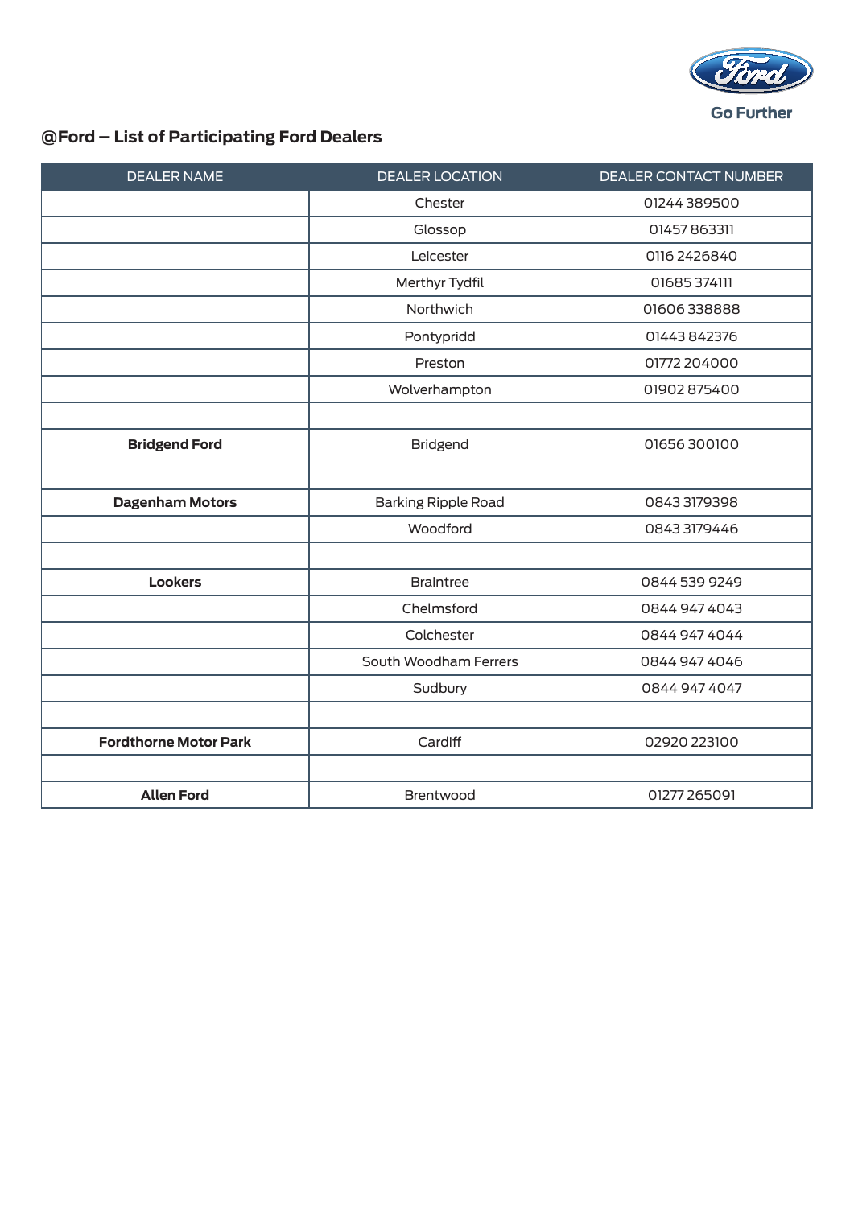Go Further

## @Ford – List of Participating Ford Dealers

| DEALER NAME | DEALER LOCATION | DEALER CONTACT NUMBER |
|---|---|---|
| | Chester | 01244 389500 |
| | Glossop | 01457 863311 |
| | Leicester | 0116 2426840 |
| | Merthyr Tydfil | 01685 374111 |
| | Northwich | 01606 338888 |
| | Pontypridd | 01443 842376 |
| | Preston | 01772 204000 |
| | Wolverhampton | 01902 875400 |
| | | |
| **Bridgend Ford** | Bridgend | 01656 300100 |
| | | |
| **Dagenham Motors** | Barking Ripple Road | 0843 3179398 |
| | Woodford | 0843 3179446 |
| | | |
| **Lookers** | Braintree | 0844 539 9249 |
| | Chelmsford | 0844 947 4043 |
| | Colchester | 0844 947 4044 |
| | South Woodham Ferrers | 0844 947 4046 |
| | Sudbury | 0844 947 4047 |
| | | |
| **Fordthorne Motor Park** | Cardiff | 02920 223100 |
| | | |
| **Allen Ford** | Brentwood | 01277 265091 |